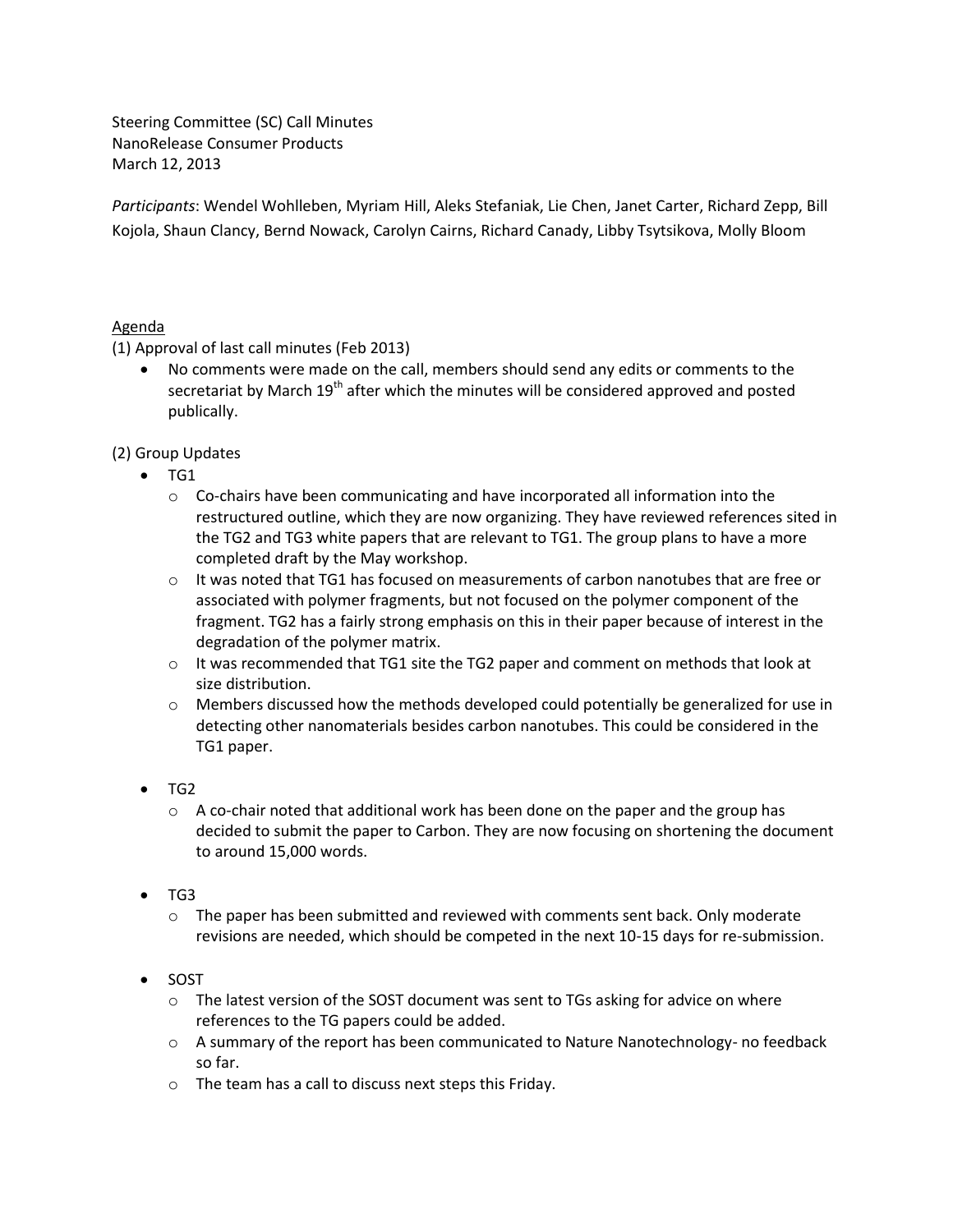Steering Committee (SC) Call Minutes
NanoRelease Consumer Products
March 12, 2013

*Participants*: Wendel Wohlleben, Myriam Hill, Aleks Stefaniak, Lie Chen, Janet Carter, Richard Zepp, Bill Kojola, Shaun Clancy, Bernd Nowack, Carolyn Cairns, Richard Canady, Libby Tsytsikova, Molly Bloom

<u>Agenda</u>

(1) Approval of last call minutes (Feb 2013)

- No comments were made on the call, members should send any edits or comments to the secretariat by March 19th after which the minutes will be considered approved and posted publically.

(2) Group Updates

- TG1
  - Co-chairs have been communicating and have incorporated all information into the restructured outline, which they are now organizing. They have reviewed references sited in the TG2 and TG3 white papers that are relevant to TG1. The group plans to have a more completed draft by the May workshop.
  - It was noted that TG1 has focused on measurements of carbon nanotubes that are free or associated with polymer fragments, but not focused on the polymer component of the fragment. TG2 has a fairly strong emphasis on this in their paper because of interest in the degradation of the polymer matrix.
  - It was recommended that TG1 site the TG2 paper and comment on methods that look at size distribution.
  - Members discussed how the methods developed could potentially be generalized for use in detecting other nanomaterials besides carbon nanotubes. This could be considered in the TG1 paper.

- TG2
  - A co-chair noted that additional work has been done on the paper and the group has decided to submit the paper to Carbon. They are now focusing on shortening the document to around 15,000 words.

- TG3
  - The paper has been submitted and reviewed with comments sent back. Only moderate revisions are needed, which should be competed in the next 10-15 days for re-submission.

- SOST
  - The latest version of the SOST document was sent to TGs asking for advice on where references to the TG papers could be added.
  - A summary of the report has been communicated to Nature Nanotechnology- no feedback so far.
  - The team has a call to discuss next steps this Friday.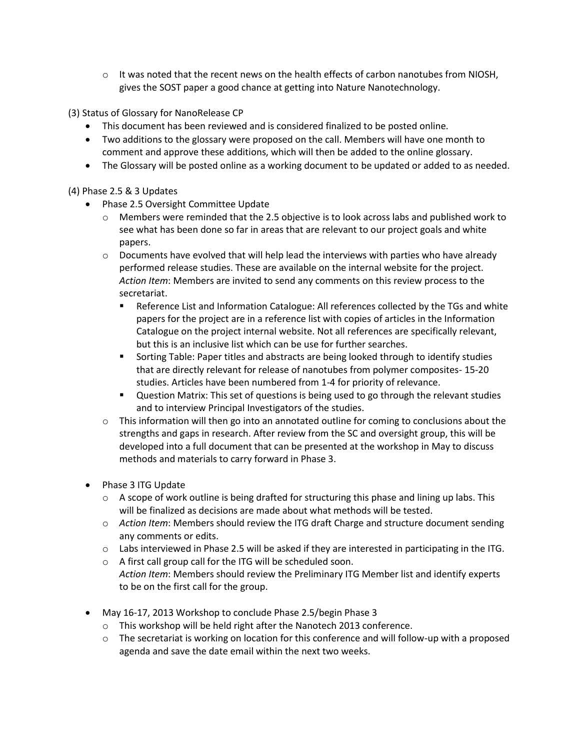- It was noted that the recent news on the health effects of carbon nanotubes from NIOSH, gives the SOST paper a good chance at getting into Nature Nanotechnology.

(3) Status of Glossary for NanoRelease CP

- This document has been reviewed and is considered finalized to be posted online.
- Two additions to the glossary were proposed on the call. Members will have one month to comment and approve these additions, which will then be added to the online glossary.
- The Glossary will be posted online as a working document to be updated or added to as needed.

(4) Phase 2.5 & 3 Updates

- Phase 2.5 Oversight Committee Update
  - Members were reminded that the 2.5 objective is to look across labs and published work to see what has been done so far in areas that are relevant to our project goals and white papers.
  - Documents have evolved that will help lead the interviews with parties who have already performed release studies. These are available on the internal website for the project. *Action Item*: Members are invited to send any comments on this review process to the secretariat.
    - Reference List and Information Catalogue: All references collected by the TGs and white papers for the project are in a reference list with copies of articles in the Information Catalogue on the project internal website. Not all references are specifically relevant, but this is an inclusive list which can be use for further searches.
    - Sorting Table: Paper titles and abstracts are being looked through to identify studies that are directly relevant for release of nanotubes from polymer composites- 15-20 studies. Articles have been numbered from 1-4 for priority of relevance.
    - Question Matrix: This set of questions is being used to go through the relevant studies and to interview Principal Investigators of the studies.
  - This information will then go into an annotated outline for coming to conclusions about the strengths and gaps in research. After review from the SC and oversight group, this will be developed into a full document that can be presented at the workshop in May to discuss methods and materials to carry forward in Phase 3.

- Phase 3 ITG Update
  - A scope of work outline is being drafted for structuring this phase and lining up labs. This will be finalized as decisions are made about what methods will be tested.
  - *Action Item*: Members should review the ITG draft Charge and structure document sending any comments or edits.
  - Labs interviewed in Phase 2.5 will be asked if they are interested in participating in the ITG.
  - A first call group call for the ITG will be scheduled soon. *Action Item*: Members should review the Preliminary ITG Member list and identify experts to be on the first call for the group.

- May 16-17, 2013 Workshop to conclude Phase 2.5/begin Phase 3
  - This workshop will be held right after the Nanotech 2013 conference.
  - The secretariat is working on location for this conference and will follow-up with a proposed agenda and save the date email within the next two weeks.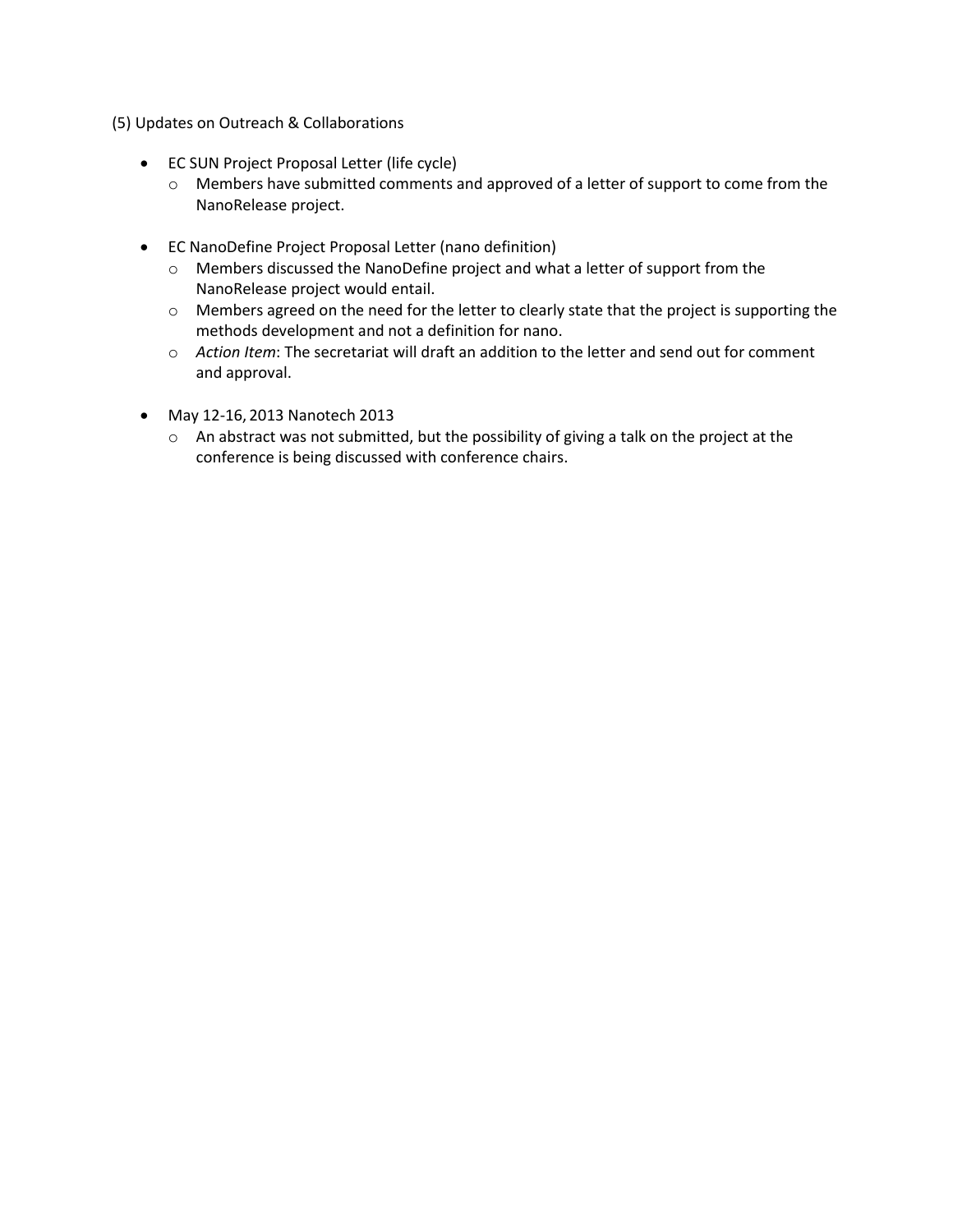(5) Updates on Outreach & Collaborations

- EC SUN Project Proposal Letter (life cycle)
  - Members have submitted comments and approved of a letter of support to come from the NanoRelease project.

- EC NanoDefine Project Proposal Letter (nano definition)
  - Members discussed the NanoDefine project and what a letter of support from the NanoRelease project would entail.
  - Members agreed on the need for the letter to clearly state that the project is supporting the methods development and not a definition for nano.
  - *Action Item*: The secretariat will draft an addition to the letter and send out for comment and approval.

- May 12-16, 2013 Nanotech 2013
  - An abstract was not submitted, but the possibility of giving a talk on the project at the conference is being discussed with conference chairs.